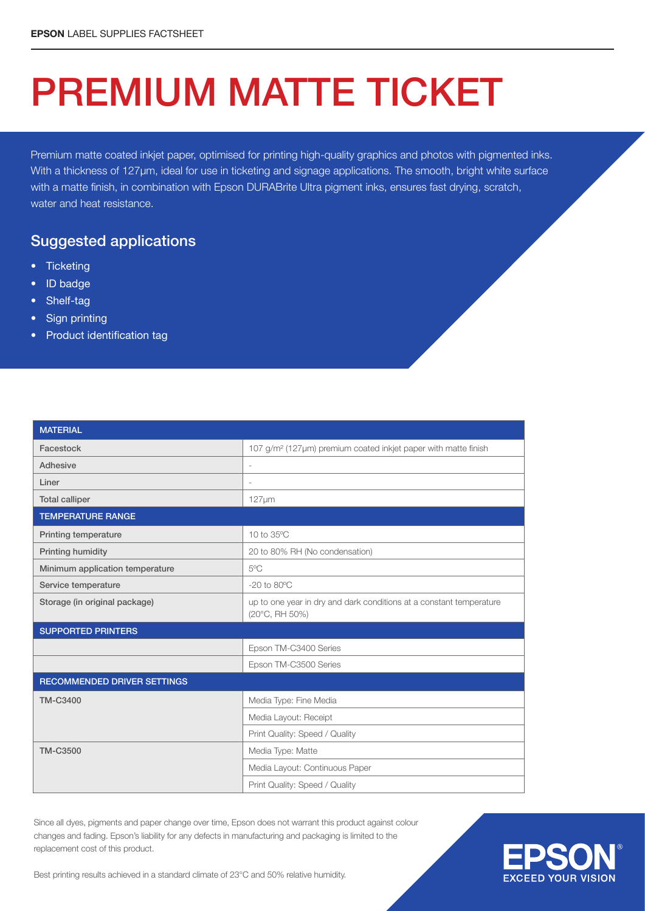# PREMIUM MATTE TICKET

Premium matte coated inkjet paper, optimised for printing high-quality graphics and photos with pigmented inks. With a thickness of 127μm, ideal for use in ticketing and signage applications. The smooth, bright white surface with a matte finish, in combination with Epson DURABrite Ultra pigment inks, ensures fast drying, scratch, water and heat resistance.

## Suggested applications

- Ticketing
- ID badge
- Shelf-tag
- Sign printing
- Product identification tag

| MATERIAL | |
|---|---|
| Facestock | 107 g/m² (127μm) premium coated inkjet paper with matte finish |
| Adhesive | - |
| Liner | - |
| Total calliper | 127μm |
| **TEMPERATURE RANGE** | |
| Printing temperature | 10 to 35ºC |
| Printing humidity | 20 to 80% RH (No condensation) |
| Minimum application temperature | 5ºC |
| Service temperature | -20 to 80ºC |
| Storage (in original package) | up to one year in dry and dark conditions at a constant temperature (20°C, RH 50%) |
| **SUPPORTED PRINTERS** | |
| | Epson TM-C3400 Series |
| | Epson TM-C3500 Series |
| **RECOMMENDED DRIVER SETTINGS** | |
| TM-C3400 | Media Type: Fine Media |
| | Media Layout: Receipt |
| | Print Quality: Speed / Quality |
| TM-C3500 | Media Type: Matte |
| | Media Layout: Continuous Paper |
| | Print Quality: Speed / Quality |

Since all dyes, pigments and paper change over time, Epson does not warrant this product against colour changes and fading. Epson's liability for any defects in manufacturing and packaging is limited to the replacement cost of this product.

Best printing results achieved in a standard climate of 23°C and 50% relative humidity.

EPSON® EXCEED YOUR VISION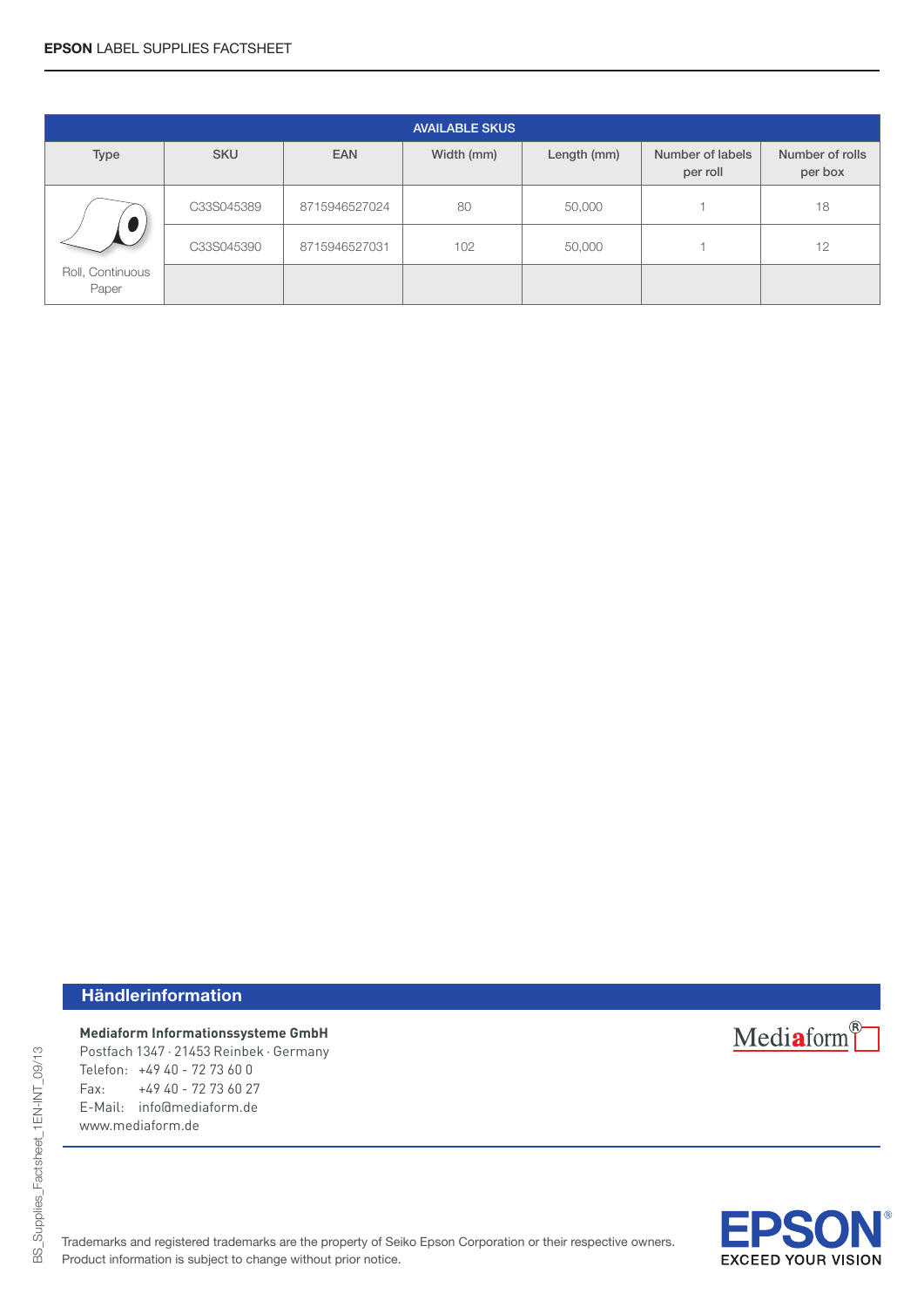| AVAILABLE SKUS | | | | | | |
|---|---|---|---|---|---|---|
| Type | SKU | EAN | Width (mm) | Length (mm) | Number of labels per roll | Number of rolls per box |
| Roll, Continuous Paper | C33S045389 | 8715946527024 | 80 | 50,000 | 1 | 18 |
| | C33S045390 | 8715946527031 | 102 | 50,000 | 1 | 12 |
| | | | | | | |

## Händlerinformation

**Mediaform Informationssysteme GmbH**
Postfach 1347 · 21453 Reinbek · Germany
Telefon: +49 40 - 72 73 60 0
Fax: +49 40 - 72 73 60 27
E-Mail: info@mediaform.de
www.mediaform.de

Mediaform®

Trademarks and registered trademarks are the property of Seiko Epson Corporation or their respective owners.
Product information is subject to change without prior notice.

EPSON®
EXCEED YOUR VISION

BS_Supplies_Factsheet_1EN-INT_09/13